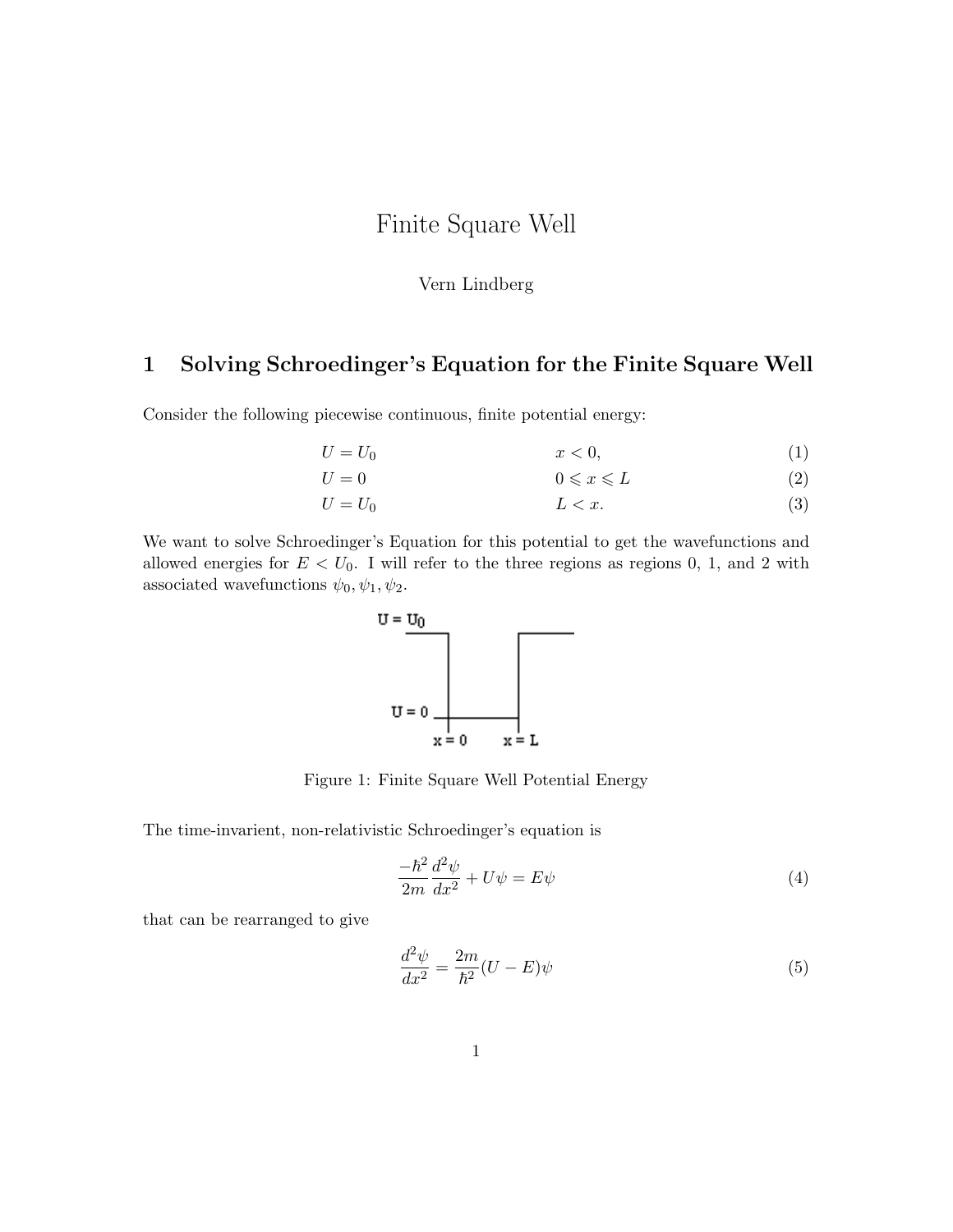# Finite Square Well

Vern Lindberg

## 1 Solving Schroedinger's Equation for the Finite Square Well

Consider the following piecewise continuous, finite potential energy:

$$U = U_0 \qquad x < 0, \tag{1}$$

$$U = 0 \qquad 0 \leqslant x \leqslant L \tag{2}$$

$$U = U_0 \qquad L < x. \tag{3}$$

We want to solve Schroedinger's Equation for this potential to get the wavefunctions and allowed energies for $E < U_0$. I will refer to the three regions as regions 0, 1, and 2 with associated wavefunctions $\psi_0, \psi_1, \psi_2$.

Figure 1: Finite Square Well Potential Energy

The time-invarient, non-relativistic Schroedinger's equation is

$$\frac{-\hbar^2}{2m}\frac{d^2\psi}{dx^2} + U\psi = E\psi \tag{4}$$

that can be rearranged to give

$$\frac{d^2\psi}{dx^2} = \frac{2m}{\hbar^2}(U - E)\psi \tag{5}$$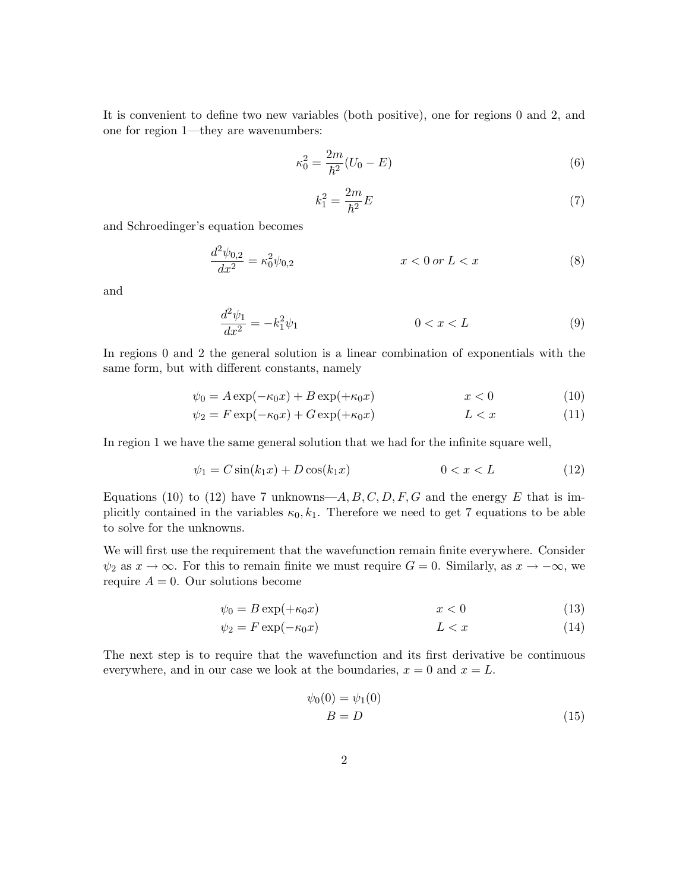It is convenient to define two new variables (both positive), one for regions 0 and 2, and one for region 1—they are wavenumbers:

$$\kappa_0^2 = \frac{2m}{\hbar^2}(U_0 - E) \tag{6}$$

$$k_1^2 = \frac{2m}{\hbar^2}E \tag{7}$$

and Schroedinger's equation becomes

$$\frac{d^2\psi_{0,2}}{dx^2} = \kappa_0^2 \psi_{0,2} \qquad\qquad x < 0 \text{ } or \text{ } L < x \tag{8}$$

and

$$\frac{d^2\psi_1}{dx^2} = -k_1^2 \psi_1 \qquad\qquad 0 < x < L \tag{9}$$

In regions 0 and 2 the general solution is a linear combination of exponentials with the same form, but with different constants, namely

$$\psi_0 = A\exp(-\kappa_0 x) + B\exp(+\kappa_0 x) \qquad\qquad x < 0 \tag{10}$$

$$\psi_2 = F\exp(-\kappa_0 x) + G\exp(+\kappa_0 x) \qquad\qquad L < x \tag{11}$$

In region 1 we have the same general solution that we had for the infinite square well,

$$\psi_1 = C\sin(k_1 x) + D\cos(k_1 x) \qquad\qquad 0 < x < L \tag{12}$$

Equations (10) to (12) have 7 unknowns—$A, B, C, D, F, G$ and the energy $E$ that is implicitly contained in the variables $\kappa_0, k_1$. Therefore we need to get 7 equations to be able to solve for the unknowns.

We will first use the requirement that the wavefunction remain finite everywhere. Consider $\psi_2$ as $x \to \infty$. For this to remain finite we must require $G = 0$. Similarly, as $x \to -\infty$, we require $A = 0$. Our solutions become

$$\psi_0 = B\exp(+\kappa_0 x) \qquad\qquad x < 0 \tag{13}$$

$$\psi_2 = F\exp(-\kappa_0 x) \qquad\qquad L < x \tag{14}$$

The next step is to require that the wavefunction and its first derivative be continuous everywhere, and in our case we look at the boundaries, $x = 0$ and $x = L$.

$$\psi_0(0) = \psi_1(0)$$

$$B = D \tag{15}$$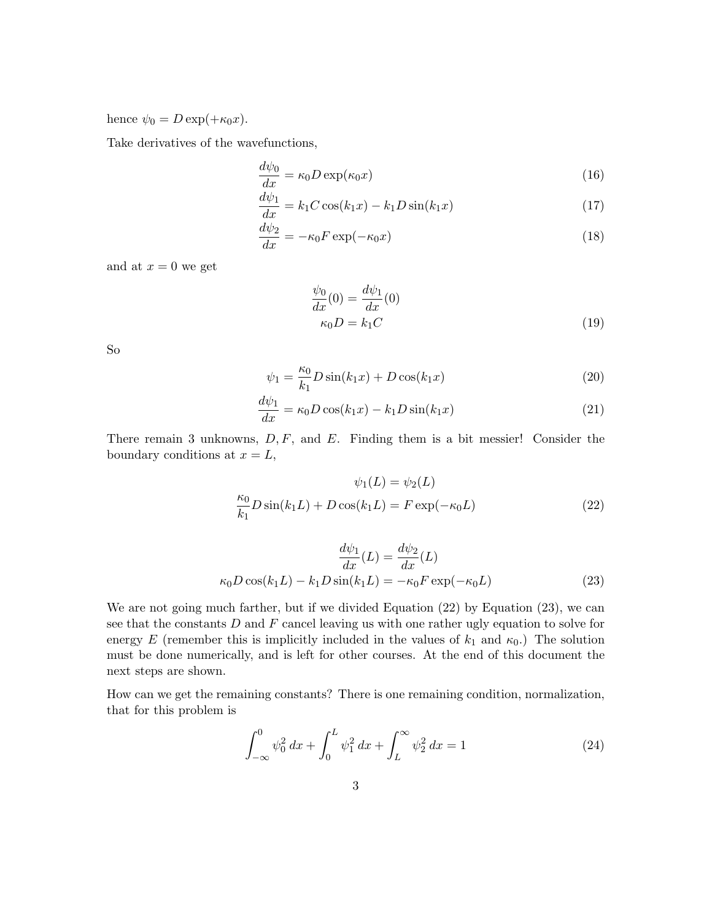hence $\psi_0 = D \exp(+\kappa_0 x)$.

Take derivatives of the wavefunctions,

$$\frac{d\psi_0}{dx} = \kappa_0 D \exp(\kappa_0 x) \tag{16}$$

$$\frac{d\psi_1}{dx} = k_1 C \cos(k_1 x) - k_1 D \sin(k_1 x) \tag{17}$$

$$\frac{d\psi_2}{dx} = -\kappa_0 F \exp(-\kappa_0 x) \tag{18}$$

and at $x = 0$ we get

$$\frac{\psi_0}{dx}(0) = \frac{d\psi_1}{dx}(0)$$

$$\kappa_0 D = k_1 C \tag{19}$$

So

$$\psi_1 = \frac{\kappa_0}{k_1} D \sin(k_1 x) + D \cos(k_1 x) \tag{20}$$

$$\frac{d\psi_1}{dx} = \kappa_0 D \cos(k_1 x) - k_1 D \sin(k_1 x) \tag{21}$$

There remain 3 unknowns, $D, F$, and $E$. Finding them is a bit messier! Consider the boundary conditions at $x = L$,

$$\psi_1(L) = \psi_2(L)$$

$$\frac{\kappa_0}{k_1} D \sin(k_1 L) + D \cos(k_1 L) = F \exp(-\kappa_0 L) \tag{22}$$

$$\frac{d\psi_1}{dx}(L) = \frac{d\psi_2}{dx}(L)$$

$$\kappa_0 D \cos(k_1 L) - k_1 D \sin(k_1 L) = -\kappa_0 F \exp(-\kappa_0 L) \tag{23}$$

We are not going much farther, but if we divided Equation (22) by Equation (23), we can see that the constants $D$ and $F$ cancel leaving us with one rather ugly equation to solve for energy $E$ (remember this is implicitly included in the values of $k_1$ and $\kappa_0$.) The solution must be done numerically, and is left for other courses. At the end of this document the next steps are shown.

How can we get the remaining constants? There is one remaining condition, normalization, that for this problem is

$$\int_{-\infty}^{0} \psi_0^2 \, dx + \int_0^L \psi_1^2 \, dx + \int_L^\infty \psi_2^2 \, dx = 1 \tag{24}$$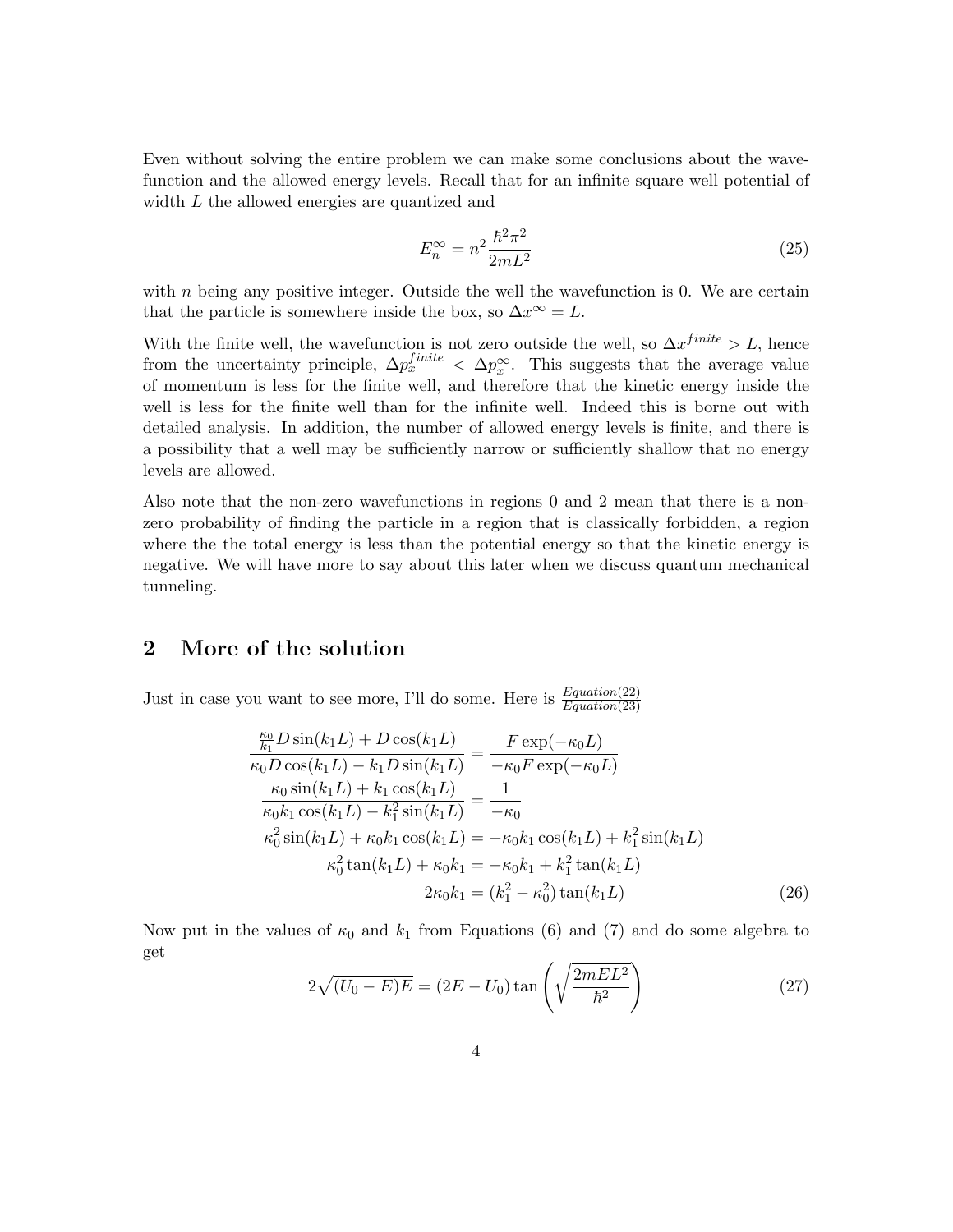Even without solving the entire problem we can make some conclusions about the wavefunction and the allowed energy levels. Recall that for an infinite square well potential of width $L$ the allowed energies are quantized and

$$E_n^\infty = n^2 \frac{\hbar^2 \pi^2}{2mL^2} \tag{25}$$

with $n$ being any positive integer. Outside the well the wavefunction is 0. We are certain that the particle is somewhere inside the box, so $\Delta x^\infty = L$.

With the finite well, the wavefunction is not zero outside the well, so $\Delta x^{finite} > L$, hence from the uncertainty principle, $\Delta p_x^{finite} < \Delta p_x^\infty$. This suggests that the average value of momentum is less for the finite well, and therefore that the kinetic energy inside the well is less for the finite well than for the infinite well. Indeed this is borne out with detailed analysis. In addition, the number of allowed energy levels is finite, and there is a possibility that a well may be sufficiently narrow or sufficiently shallow that no energy levels are allowed.

Also note that the non-zero wavefunctions in regions 0 and 2 mean that there is a non-zero probability of finding the particle in a region that is classically forbidden, a region where the the total energy is less than the potential energy so that the kinetic energy is negative. We will have more to say about this later when we discuss quantum mechanical tunneling.

## 2 More of the solution

Just in case you want to see more, I'll do some. Here is $\frac{Equation(22)}{Equation(23)}$

$$\begin{aligned}
\frac{\frac{\kappa_0}{k_1} D \sin(k_1 L) + D\cos(k_1 L)}{\kappa_0 D \cos(k_1 L) - k_1 D \sin(k_1 L)} &= \frac{F \exp(-\kappa_0 L)}{-\kappa_0 F \exp(-\kappa_0 L)} \\
\frac{\kappa_0 \sin(k_1 L) + k_1 \cos(k_1 L)}{\kappa_0 k_1 \cos(k_1 L) - k_1^2 \sin(k_1 L)} &= \frac{1}{-\kappa_0} \\
\kappa_0^2 \sin(k_1 L) + \kappa_0 k_1 \cos(k_1 L) &= -\kappa_0 k_1 \cos(k_1 L) + k_1^2 \sin(k_1 L) \\
\kappa_0^2 \tan(k_1 L) + \kappa_0 k_1 &= -\kappa_0 k_1 + k_1^2 \tan(k_1 L) \\
2\kappa_0 k_1 &= (k_1^2 - \kappa_0^2)\tan(k_1 L)
\end{aligned} \tag{26}$$

Now put in the values of $\kappa_0$ and $k_1$ from Equations (6) and (7) and do some algebra to get

$$2\sqrt{(U_0 - E)E} = (2E - U_0)\tan\left(\sqrt{\frac{2mEL^2}{\hbar^2}}\right) \tag{27}$$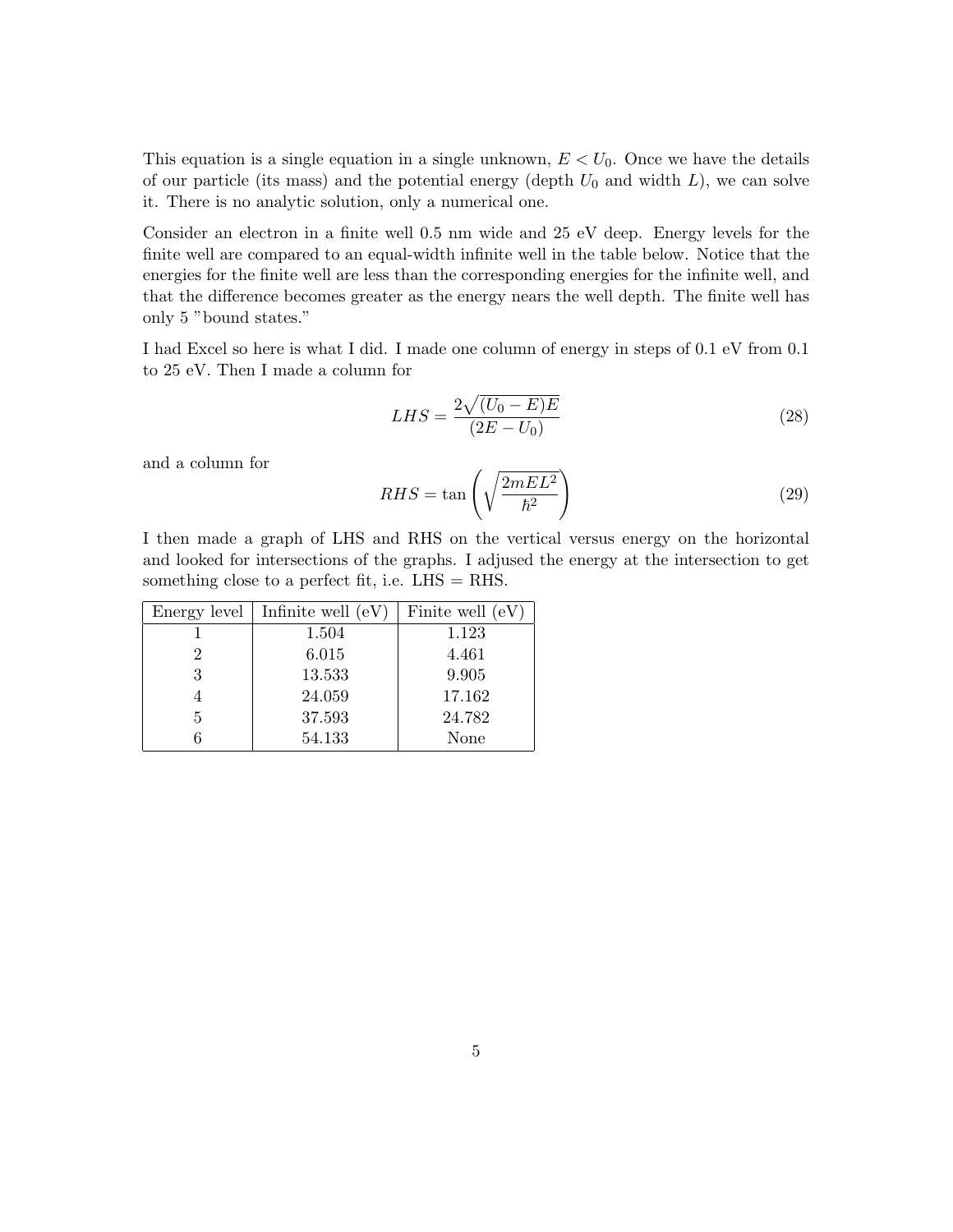This equation is a single equation in a single unknown, $E < U_0$. Once we have the details of our particle (its mass) and the potential energy (depth $U_0$ and width $L$), we can solve it. There is no analytic solution, only a numerical one.

Consider an electron in a finite well 0.5 nm wide and 25 eV deep. Energy levels for the finite well are compared to an equal-width infinite well in the table below. Notice that the energies for the finite well are less than the corresponding energies for the infinite well, and that the difference becomes greater as the energy nears the well depth. The finite well has only 5 "bound states."

I had Excel so here is what I did. I made one column of energy in steps of 0.1 eV from 0.1 to 25 eV. Then I made a column for

$$LHS = \frac{2\sqrt{(U_0 - E)E}}{(2E - U_0)} \tag{28}$$

and a column for

$$RHS = \tan\left(\sqrt{\frac{2mEL^2}{\hbar^2}}\right) \tag{29}$$

I then made a graph of LHS and RHS on the vertical versus energy on the horizontal and looked for intersections of the graphs. I adjused the energy at the intersection to get something close to a perfect fit, i.e. LHS = RHS.

| Energy level | Infinite well (eV) | Finite well (eV) |
|---|---|---|
| 1 | 1.504 | 1.123 |
| 2 | 6.015 | 4.461 |
| 3 | 13.533 | 9.905 |
| 4 | 24.059 | 17.162 |
| 5 | 37.593 | 24.782 |
| 6 | 54.133 | None |